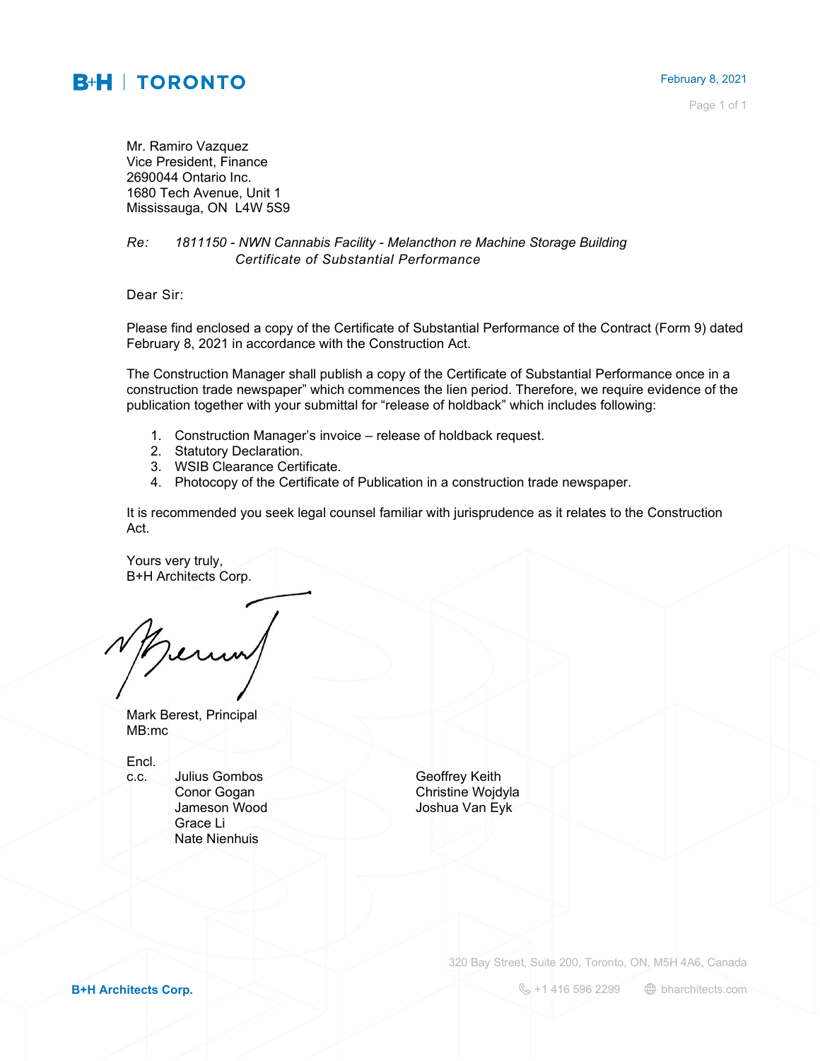**B+H | TORONTO**

February 8, 2021

Mr. Ramiro Vazquez
Vice President, Finance
2690044 Ontario Inc.
1680 Tech Avenue, Unit 1
Mississauga, ON L4W 5S9

*Re: 1811150 - NWN Cannabis Facility - Melancthon re Machine Storage Building*
*Certificate of Substantial Performance*

Dear Sir:

Please find enclosed a copy of the Certificate of Substantial Performance of the Contract (Form 9) dated February 8, 2021 in accordance with the Construction Act.

The Construction Manager shall publish a copy of the Certificate of Substantial Performance once in a construction trade newspaper" which commences the lien period. Therefore, we require evidence of the publication together with your submittal for "release of holdback" which includes following:

1. Construction Manager's invoice – release of holdback request.
2. Statutory Declaration.
3. WSIB Clearance Certificate.
4. Photocopy of the Certificate of Publication in a construction trade newspaper.

It is recommended you seek legal counsel familiar with jurisprudence as it relates to the Construction Act.

Yours very truly,
B+H Architects Corp.

Mark Berest, Principal
MB:mc

Encl.

c.c.
Julius Gombos
Conor Gogan
Jameson Wood
Grace Li
Nate Nienhuis
Geoffrey Keith
Christine Wojdyla
Joshua Van Eyk

320 Bay Street, Suite 200, Toronto, ON, M5H 4A6, Canada

**B+H Architects Corp.** +1 416 596 2299 bharchitects.com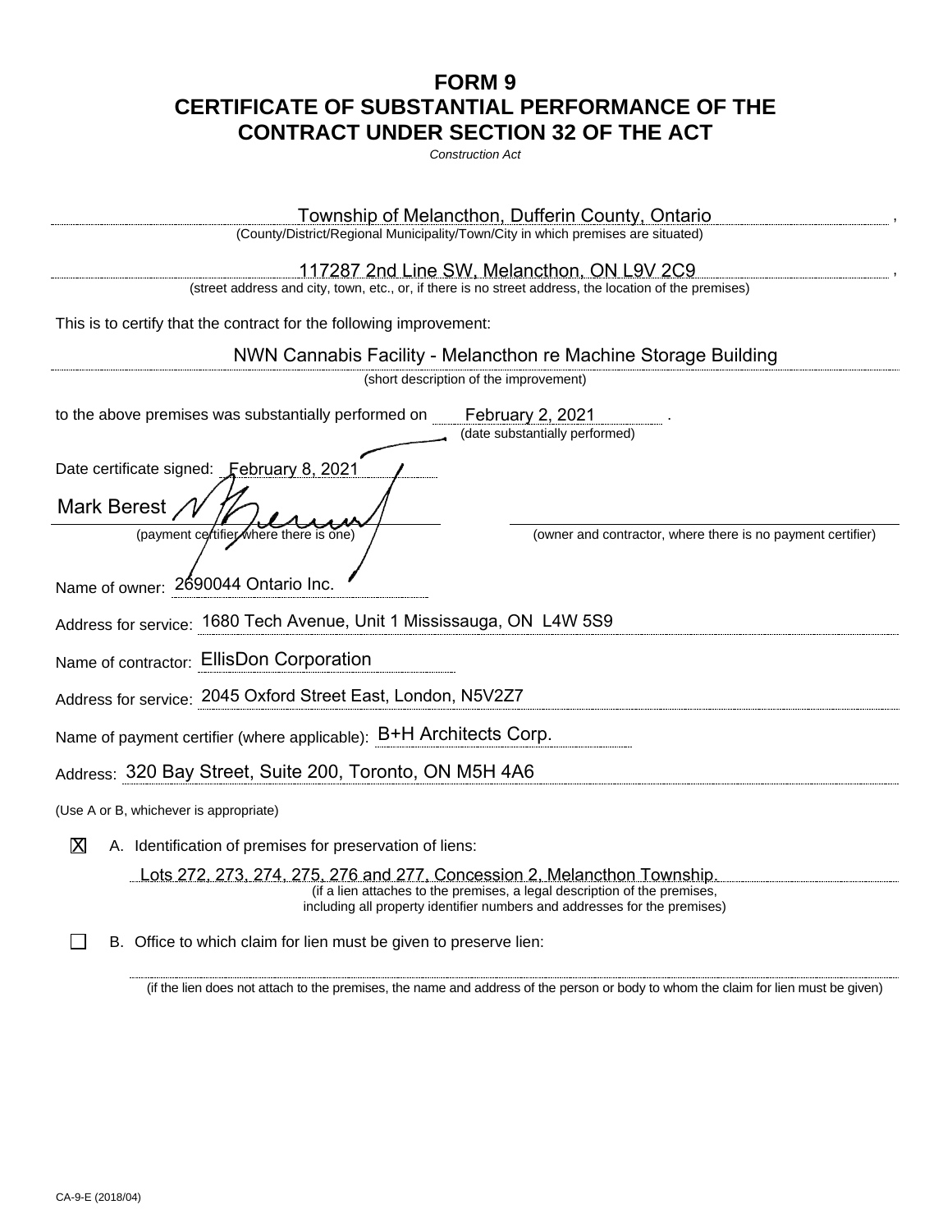# FORM 9
# CERTIFICATE OF SUBSTANTIAL PERFORMANCE OF THE CONTRACT UNDER SECTION 32 OF THE ACT

*Construction Act*

Township of Melancthon, Dufferin County, Ontario ,
(County/District/Regional Municipality/Town/City in which premises are situated)

117287 2nd Line SW, Melancthon, ON L9V 2C9 ,
(street address and city, town, etc., or, if there is no street address, the location of the premises)

This is to certify that the contract for the following improvement:

NWN Cannabis Facility - Melancthon re Machine Storage Building
(short description of the improvement)

to the above premises was substantially performed on February 2, 2021 .
(date substantially performed)

Date certificate signed: February 8, 2021

Mark Berest
(payment certifier where there is one)

(owner and contractor, where there is no payment certifier)

Name of owner: 2690044 Ontario Inc.

Address for service: 1680 Tech Avenue, Unit 1 Mississauga, ON L4W 5S9

Name of contractor: EllisDon Corporation

Address for service: 2045 Oxford Street East, London, N5V2Z7

Name of payment certifier (where applicable): B+H Architects Corp.

Address: 320 Bay Street, Suite 200, Toronto, ON M5H 4A6

(Use A or B, whichever is appropriate)

☒ A. Identification of premises for preservation of liens:

Lots 272, 273, 274, 275, 276 and 277, Concession 2, Melancthon Township.
(if a lien attaches to the premises, a legal description of the premises, including all property identifier numbers and addresses for the premises)

☐ B. Office to which claim for lien must be given to preserve lien:

(if the lien does not attach to the premises, the name and address of the person or body to whom the claim for lien must be given)

CA-9-E (2018/04)